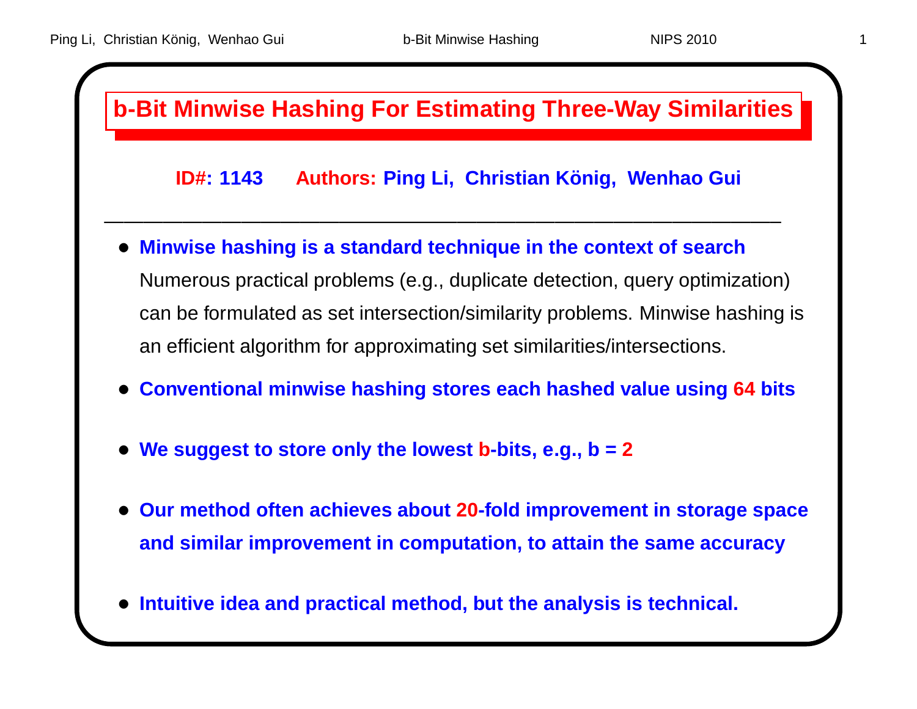# b-Bit Minwise Hashing For Estimating Three-Way Similarities

**ID#: 1143    Authors: Ping Li, Christian König, Wenhao Gui**

---

- **Minwise hashing is a standard technique in the context of search**
  Numerous practical problems (e.g., duplicate detection, query optimization) can be formulated as set intersection/similarity problems. Minwise hashing is an efficient algorithm for approximating set similarities/intersections.
- **Conventional minwise hashing stores each hashed value using 64 bits**
- **We suggest to store only the lowest b-bits, e.g., b = 2**
- **Our method often achieves about 20-fold improvement in storage space and similar improvement in computation, to attain the same accuracy**
- **Intuitive idea and practical method, but the analysis is technical.**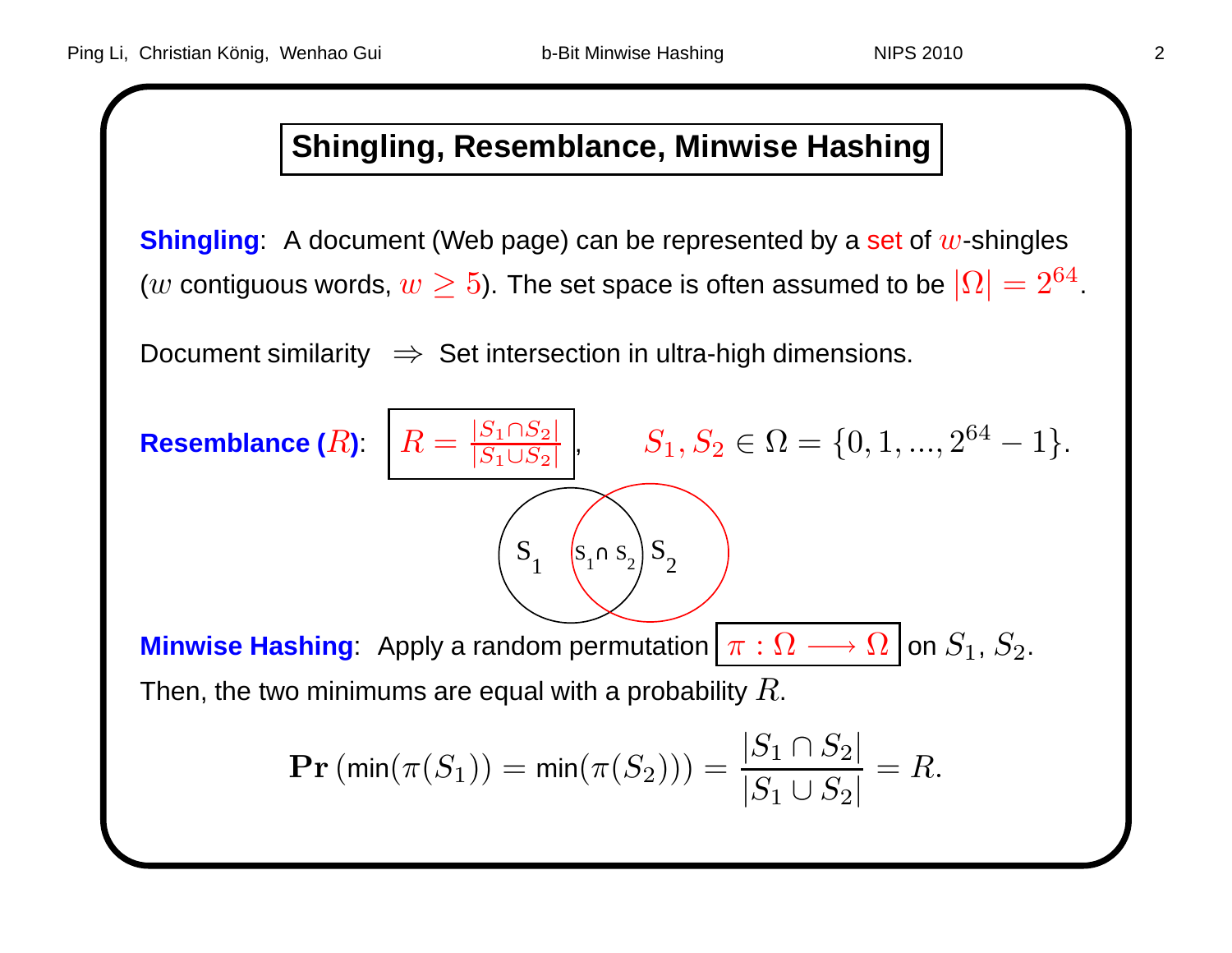## Shingling, Resemblance, Minwise Hashing

**Shingling**: A document (Web page) can be represented by a set of $w$-shingles ($w$ contiguous words, $w \geq 5$). The set space is often assumed to be $|\Omega| = 2^{64}$.

Document similarity $\Rightarrow$ Set intersection in ultra-high dimensions.

**Resemblance ($R$)**: $R = \frac{|S_1 \cap S_2|}{|S_1 \cup S_2|}$, $\quad S_1, S_2 \in \Omega = \{0, 1, ..., 2^{64} - 1\}$.

S1 S1∩S2 S2

**Minwise Hashing**: Apply a random permutation $\pi : \Omega \longrightarrow \Omega$ on $S_1$, $S_2$. Then, the two minimums are equal with a probability $R$.

$$\mathbf{Pr}\left(\min(\pi(S_1)) = \min(\pi(S_2))\right) = \frac{|S_1 \cap S_2|}{|S_1 \cup S_2|} = R.$$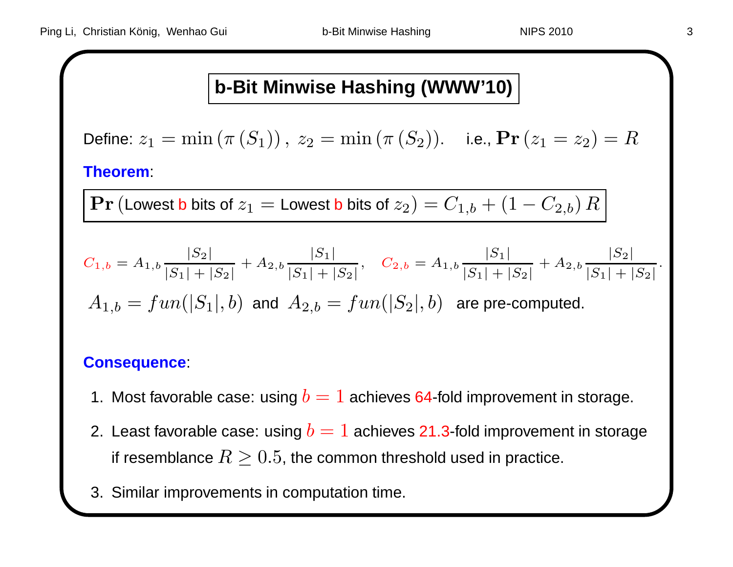## b-Bit Minwise Hashing (WWW'10)

Define: $z_1 = \min\left(\pi\left(S_1\right)\right),\ z_2 = \min\left(\pi\left(S_2\right)\right)$. i.e., $\mathbf{Pr}\left(z_1 = z_2\right) = R$

**Theorem**:

$$\mathbf{Pr}\left(\text{Lowest } b \text{ bits of } z_1 = \text{Lowest } b \text{ bits of } z_2\right) = C_{1,b} + \left(1 - C_{2,b}\right) R$$

$$C_{1,b} = A_{1,b}\frac{|S_2|}{|S_1| + |S_2|} + A_{2,b}\frac{|S_1|}{|S_1| + |S_2|}, \quad C_{2,b} = A_{1,b}\frac{|S_1|}{|S_1| + |S_2|} + A_{2,b}\frac{|S_2|}{|S_1| + |S_2|}.$$

$A_{1,b} = fun(|S_1|, b)$ and $A_{2,b} = fun(|S_2|, b)$ are pre-computed.

**Consequence**:

1. Most favorable case: using $b = 1$ achieves 64-fold improvement in storage.
2. Least favorable case: using $b = 1$ achieves 21.3-fold improvement in storage if resemblance $R \geq 0.5$, the common threshold used in practice.
3. Similar improvements in computation time.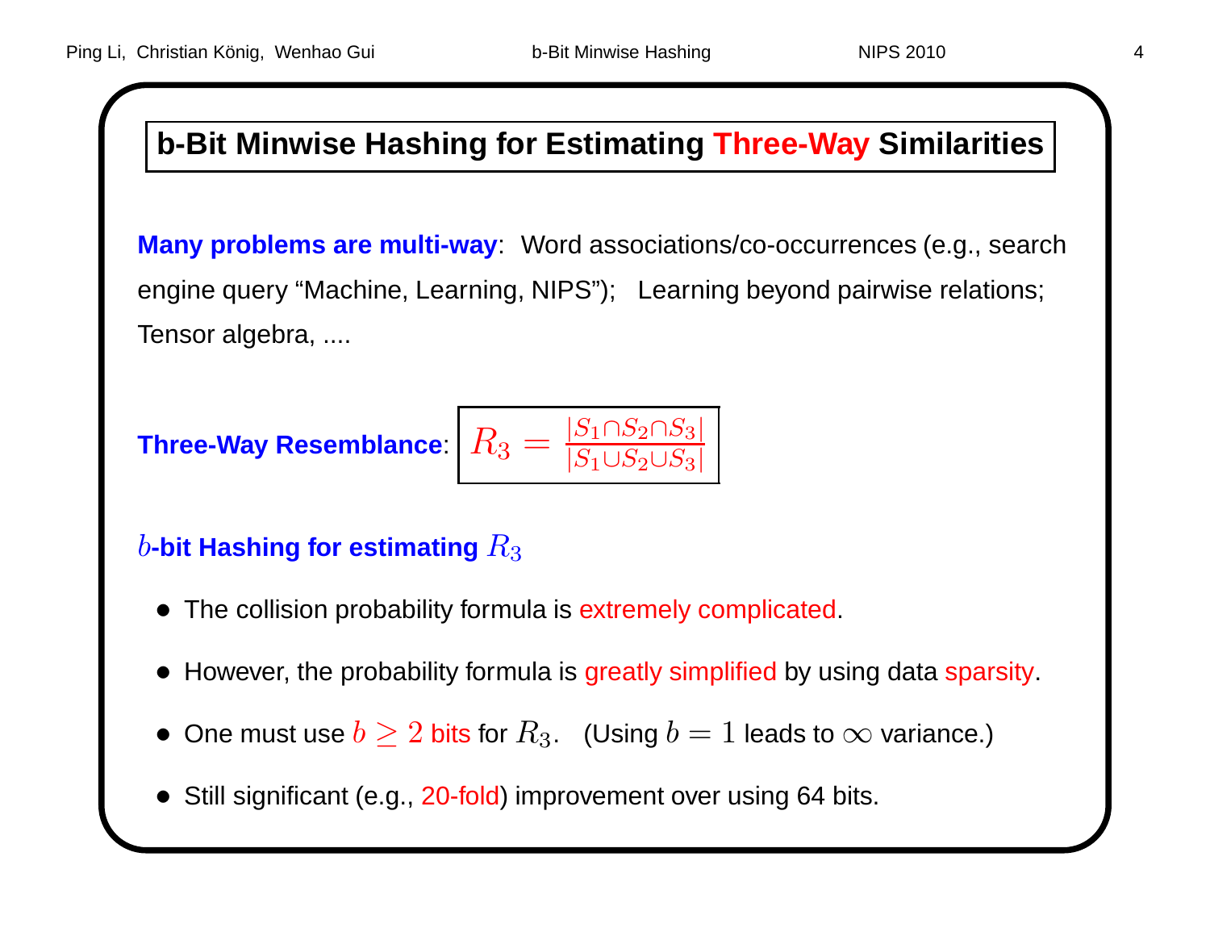## b-Bit Minwise Hashing for Estimating Three-Way Similarities

**Many problems are multi-way**: Word associations/co-occurrences (e.g., search engine query "Machine, Learning, NIPS"); Learning beyond pairwise relations; Tensor algebra, ....

**Three-Way Resemblance**: $R_3 = \frac{|S_1 \cap S_2 \cap S_3|}{|S_1 \cup S_2 \cup S_3|}$

### $b$-bit Hashing for estimating $R_3$

- The collision probability formula is extremely complicated.
- However, the probability formula is greatly simplified by using data sparsity.
- One must use $b \geq 2$ bits for $R_3$. (Using $b = 1$ leads to $\infty$ variance.)
- Still significant (e.g., 20-fold) improvement over using 64 bits.